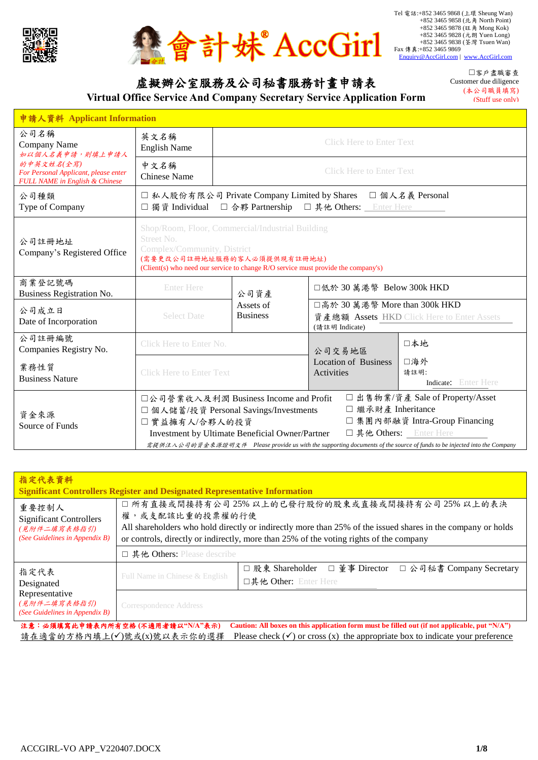Tel 電話:+852 3465 9868 (上環 Sheung Wan)
+852 3465 9858 (北角 North Point)
+852 3465 9878 (旺角 Mong Kok)
+852 3465 9828 (元朗 Yuen Long)
+852 3465 9838 (荃灣 Tsuen Wan)
Fax 傳真:+852 3465 9869
Enquiry@AccGirl.com | www.AccGirl.com

會計妹® AccGirl

☐客戶盡職審查
Customer due diligence
(本公司職員填寫)
(Stuff use only)

# 虛擬辦公室服務及公司秘書服務計畫申請表
# Virtual Office Service And Company Secretary Service Application Form

## 申請人資料 Applicant Information

| | | | | |
|---|---|---|---|---|
| 公司名稱 Company Name *如以個人名義申請，則填上申請人的中英文姓名(全寫) For Personal Applicant, please enter FULL NAME in English & Chinese* | 英文名稱 English Name | Click Here to Enter Text | | |
| | 中文名稱 Chinese Name | Click Here to Enter Text | | |
| 公司種類 Type of Company | ☐ 私人股份有限公司 Private Company Limited by Shares ☐ 個人名義 Personal ☐ 獨資 Individual ☐ 合夥 Partnership ☐ 其他 Others: Enter Here | | | |
| 公司註冊地址 Company's Registered Office | Shop/Room, Floor, Commercial/Industrial Building Street No. Complex/Community, District (需要更改公司註冊地址服務的客人必須提供現有註冊地址) (Client(s) who need our service to change R/O service must provide the company's) | | | |
| 商業登記號碼 Business Registration No. | Enter Here | 公司資產 Assets of Business | ☐低於 30 萬港幣 Below 300k HKD | |
| 公司成立日 Date of Incorporation | Select Date | | ☐高於 30 萬港幣 More than 300k HKD 資產總額 Assets HKD Click Here to Enter Assets (請註明 Indicate) | |
| 公司註冊編號 Companies Registry No. | Click Here to Enter No. | 公司交易地區 Location of Business Activities | ☐本地 | |
| 業務性質 Business Nature | Click Here to Enter Text | | ☐海外 請註明: Indicate: Enter Here | |
| 資金來源 Source of Funds | ☐公司營業收入及利潤 Business Income and Profit ☐ 個人儲蓄/投資 Personal Savings/Investments ☐ 實益擁有人/合夥人的投資 Investment by Ultimate Beneficial Owner/Partner ☐ 出售物業/資產 Sale of Property/Asset ☐ 繼承財產 Inheritance ☐ 集團內部融資 Intra-Group Financing ☐ 其他 Others: Enter Here *需提供注入公司的資金來源證明文件 Please provide us with the supporting documents of the source of funds to be injected into the Company* | | | |

## 指定代表資料 Significant Controllers Register and Designated Representative Information

| | | |
|---|---|---|
| 重要控制人 Significant Controllers *(見附件二填寫表格指引) (See Guidelines in Appendix B)* | ☐ 所有直接或間接持有公司 25% 以上的已發行股份的股東或直接或間接持有公司 25% 以上的表決權，或支配該比重的投票權的行使 All shareholders who hold directly or indirectly more than 25% of the issued shares in the company or holds or controls, directly or indirectly, more than 25% of the voting rights of the company | |
| | ☐ 其他 Others: Please describe | |
| 指定代表 Designated Representative *(見附件二填寫表格指引) (See Guidelines in Appendix B)* | Full Name in Chinese & English | ☐ 股東 Shareholder ☐ 董事 Director ☐ 公司秘書 Company Secretary ☐其他 Other: Enter Here |
| | Correspondence Address | |

**注意：必須填寫此申請表內所有空格 (不適用者請以"N/A"表示) Caution: All boxes on this application form must be filled out (if not applicable, put "N/A")**

請在適當的方格內填上(✓)號或(x)號以表示你的選擇 Please check (✓) or cross (x) the appropriate box to indicate your preference

ACCGIRL-VO APP_V220407.DOCX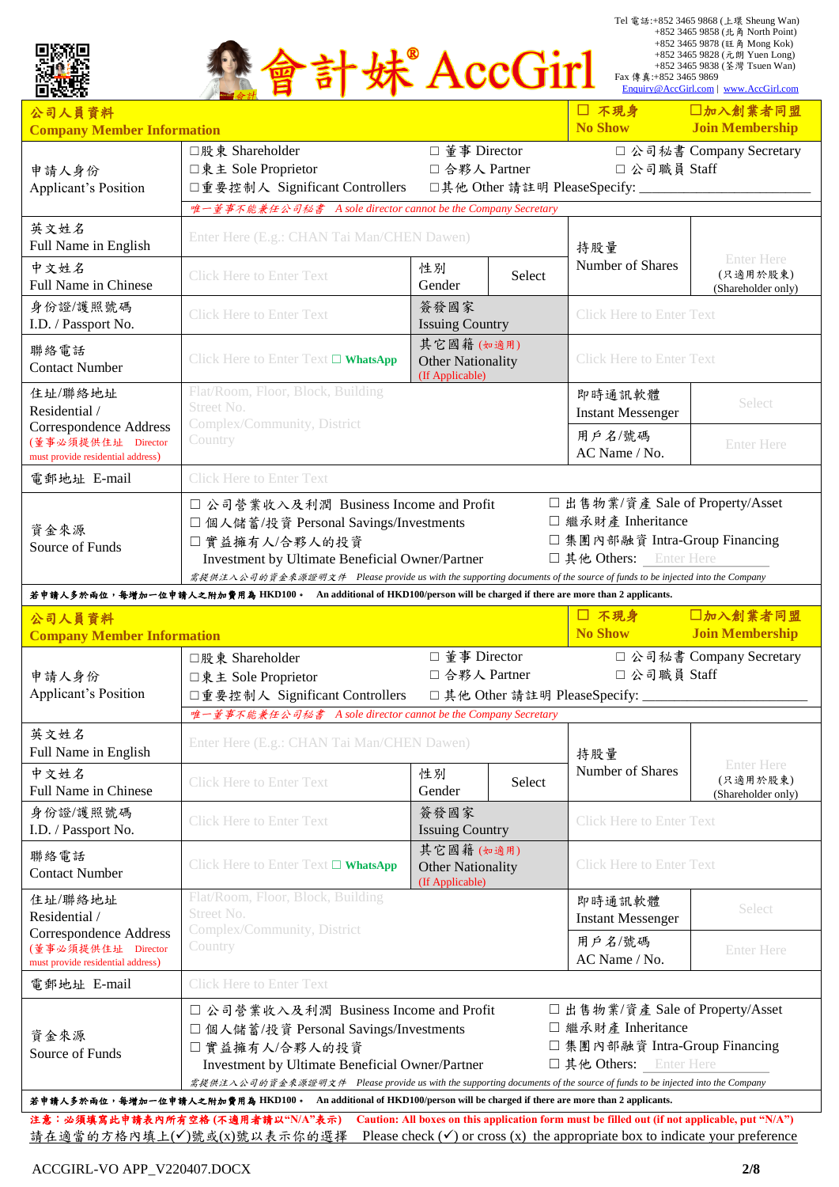Tel 電話:+852 3465 9868 (上環 Sheung Wan)
+852 3465 9858 (北角 North Point)
+852 3465 9878 (旺角 Mong Kok)
+852 3465 9828 (元朗 Yuen Long)
+852 3465 9838 (荃灣 Tsuen Wan)
Fax 傳真:+852 3465 9869
Enquiry@AccGirl.com | www.AccGirl.com

# 會計妹® AccGirl

## 公司人員資料 Company Member Information

☐ 不現身 No Show　☐加入創業者同盟 Join Membership

| | | | | |
|---|---|---|---|---|
| 申請人身份 Applicant's Position | ☐股東 Shareholder ☐東主 Sole Proprietor ☐重要控制人 Significant Controllers | ☐ 董事 Director ☐ 合夥人 Partner ☐其他 Other 請註明 PleaseSpecify: ____________ | ☐ 公司秘書 Company Secretary ☐ 公司職員 Staff | |
| | 唯一董事不能兼任公司秘書 A sole director cannot be the Company Secretary | | | |
| 英文姓名 Full Name in English | Enter Here (E.g.: CHAN Tai Man/CHEN Dawen) | | 持股量 Number of Shares | Enter Here (只適用於股東) (Shareholder only) |
| 中文姓名 Full Name in Chinese | Click Here to Enter Text | 性別 Gender: Select | | |
| 身份證/護照號碼 I.D. / Passport No. | Click Here to Enter Text | 簽發國家 Issuing Country | Click Here to Enter Text | |
| 聯絡電話 Contact Number | Click Here to Enter Text ☐ WhatsApp | 其它國籍 (如適用) Other Nationality (If Applicable) | Click Here to Enter Text | |
| 住址/聯絡地址 Residential / Correspondence Address (董事必須提供住址 Director must provide residential address) | Flat/Room, Floor, Block, Building Street No. Complex/Community, District Country | | 即時通訊軟體 Instant Messenger | Select |
| | | | 用戶名/號碼 AC Name / No. | Enter Here |
| 電郵地址 E-mail | Click Here to Enter Text | | | |
| 資金來源 Source of Funds | ☐ 公司營業收入及利潤 Business Income and Profit ☐ 個人儲蓄/投資 Personal Savings/Investments ☐ 實益擁有人/合夥人的投資 Investment by Ultimate Beneficial Owner/Partner | | ☐ 出售物業/資產 Sale of Property/Asset ☐ 繼承財產 Inheritance ☐ 集團內部融資 Intra-Group Financing ☐ 其他 Others: Enter Here | |
| | 需提供注入公司的資金來源證明文件 Please provide us with the supporting documents of the source of funds to be injected into the Company | | | |

**若申請人多於兩位，每增加一位申請人之附加費用為 HKD100。 An additional of HKD100/person will be charged if there are more than 2 applicants.**

## 公司人員資料 Company Member Information

☐ 不現身 No Show　☐加入創業者同盟 Join Membership

| | | | | |
|---|---|---|---|---|
| 申請人身份 Applicant's Position | ☐股東 Shareholder ☐東主 Sole Proprietor ☐重要控制人 Significant Controllers | ☐ 董事 Director ☐ 合夥人 Partner ☐ 其他 Other 請註明 PleaseSpecify: ____________ | ☐ 公司秘書 Company Secretary ☐ 公司職員 Staff | |
| | 唯一董事不能兼任公司秘書 A sole director cannot be the Company Secretary | | | |
| 英文姓名 Full Name in English | Enter Here (E.g.: CHAN Tai Man/CHEN Dawen) | | 持股量 Number of Shares | Enter Here (只適用於股東) (Shareholder only) |
| 中文姓名 Full Name in Chinese | Click Here to Enter Text | 性別 Gender: Select | | |
| 身份證/護照號碼 I.D. / Passport No. | Click Here to Enter Text | 簽發國家 Issuing Country | Click Here to Enter Text | |
| 聯絡電話 Contact Number | Click Here to Enter Text ☐ WhatsApp | 其它國籍 (如適用) Other Nationality (If Applicable) | Click Here to Enter Text | |
| 住址/聯絡地址 Residential / Correspondence Address (董事必須提供住址 Director must provide residential address) | Flat/Room, Floor, Block, Building Street No. Complex/Community, District Country | | 即時通訊軟體 Instant Messenger | Select |
| | | | 用戶名/號碼 AC Name / No. | Enter Here |
| 電郵地址 E-mail | Click Here to Enter Text | | | |
| 資金來源 Source of Funds | ☐ 公司營業收入及利潤 Business Income and Profit ☐ 個人儲蓄/投資 Personal Savings/Investments ☐ 實益擁有人/合夥人的投資 Investment by Ultimate Beneficial Owner/Partner | | ☐ 出售物業/資產 Sale of Property/Asset ☐ 繼承財產 Inheritance ☐ 集團內部融資 Intra-Group Financing ☐ 其他 Others: Enter Here | |
| | 需提供注入公司的資金來源證明文件 Please provide us with the supporting documents of the source of funds to be injected into the Company | | | |

**若申請人多於兩位，每增加一位申請人之附加費用為 HKD100。 An additional of HKD100/person will be charged if there are more than 2 applicants.**

**注意：必須填寫此申請表內所有空格 (不適用者請以"N/A"表示)　Caution: All boxes on this application form must be filled out (if not applicable, put "N/A")**

請在適當的方格內填上(✓)號或(x)號以表示你的選擇　Please check (✓) or cross (x) the appropriate box to indicate your preference

ACCGIRL-VO APP_V220407.DOCX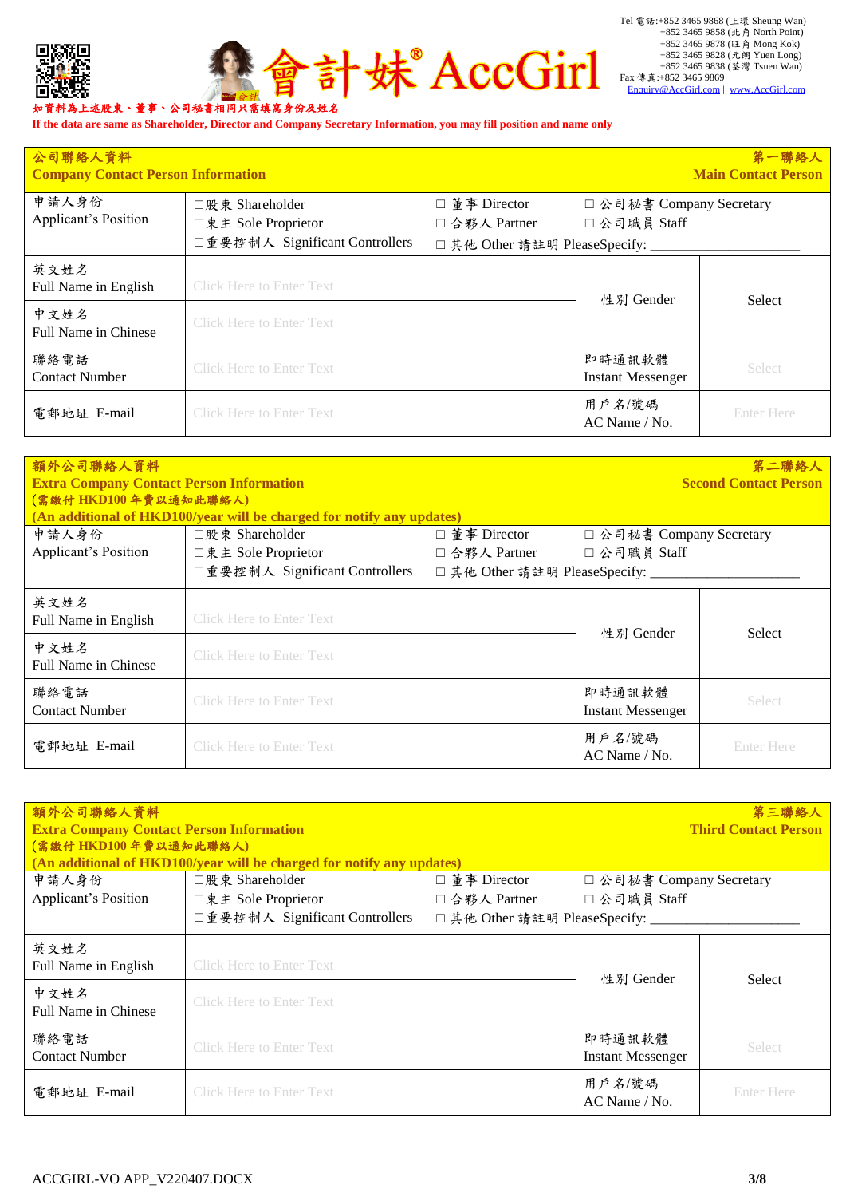Tel 電話:+852 3465 9868 (上環 Sheung Wan)
+852 3465 9858 (北角 North Point)
+852 3465 9878 (旺角 Mong Kok)
+852 3465 9828 (元朗 Yuen Long)
+852 3465 9838 (荃灣 Tsuen Wan)
Fax 傳真:+852 3465 9869
Enquiry@AccGirl.com | www.AccGirl.com

會計妹® AccGirl

如資料為上述股東、董事、公司秘書相同只需填寫身份及姓名
**If the data are same as Shareholder, Director and Company Secretary Information, you may fill position and name only**

| **公司聯絡人資料<br>Company Contact Person Information** | | | **第一聯絡人<br>Main Contact Person** |
|---|---|---|---|
| 申請人身份<br>Applicant's Position | ☐股東 Shareholder ☐ 董事 Director ☐ 公司秘書 Company Secretary<br>☐東主 Sole Proprietor ☐ 合夥人 Partner ☐ 公司職員 Staff<br>☐重要控制人 Significant Controllers ☐ 其他 Other 請註明 PleaseSpecify: ____________________ | | |
| 英文姓名<br>Full Name in English | Click Here to Enter Text | 性別 Gender | Select |
| 中文姓名<br>Full Name in Chinese | Click Here to Enter Text | | |
| 聯絡電話<br>Contact Number | Click Here to Enter Text | 即時通訊軟體<br>Instant Messenger | Select |
| 電郵地址 E-mail | Click Here to Enter Text | 用戶名/號碼<br>AC Name / No. | Enter Here |

| **額外公司聯絡人資料<br>Extra Company Contact Person Information<br>(需繳付 HKD100 年費以通知此聯絡人)<br>(An additional of HKD100/year will be charged for notify any updates)** | | | **第二聯絡人<br>Second Contact Person** |
|---|---|---|---|
| 申請人身份<br>Applicant's Position | ☐股東 Shareholder ☐ 董事 Director ☐ 公司秘書 Company Secretary<br>☐東主 Sole Proprietor ☐ 合夥人 Partner ☐ 公司職員 Staff<br>☐重要控制人 Significant Controllers ☐ 其他 Other 請註明 PleaseSpecify: ____________________ | | |
| 英文姓名<br>Full Name in English | Click Here to Enter Text | 性別 Gender | Select |
| 中文姓名<br>Full Name in Chinese | Click Here to Enter Text | | |
| 聯絡電話<br>Contact Number | Click Here to Enter Text | 即時通訊軟體<br>Instant Messenger | Select |
| 電郵地址 E-mail | Click Here to Enter Text | 用戶名/號碼<br>AC Name / No. | Enter Here |

| **額外公司聯絡人資料<br>Extra Company Contact Person Information<br>(需繳付 HKD100 年費以通知此聯絡人)<br>(An additional of HKD100/year will be charged for notify any updates)** | | | **第三聯絡人<br>Third Contact Person** |
|---|---|---|---|
| 申請人身份<br>Applicant's Position | ☐股東 Shareholder ☐ 董事 Director ☐ 公司秘書 Company Secretary<br>☐東主 Sole Proprietor ☐ 合夥人 Partner ☐ 公司職員 Staff<br>☐重要控制人 Significant Controllers ☐ 其他 Other 請註明 PleaseSpecify: ____________________ | | |
| 英文姓名<br>Full Name in English | Click Here to Enter Text | 性別 Gender | Select |
| 中文姓名<br>Full Name in Chinese | Click Here to Enter Text | | |
| 聯絡電話<br>Contact Number | Click Here to Enter Text | 即時通訊軟體<br>Instant Messenger | Select |
| 電郵地址 E-mail | Click Here to Enter Text | 用戶名/號碼<br>AC Name / No. | Enter Here |

ACCGIRL-VO APP_V220407.DOCX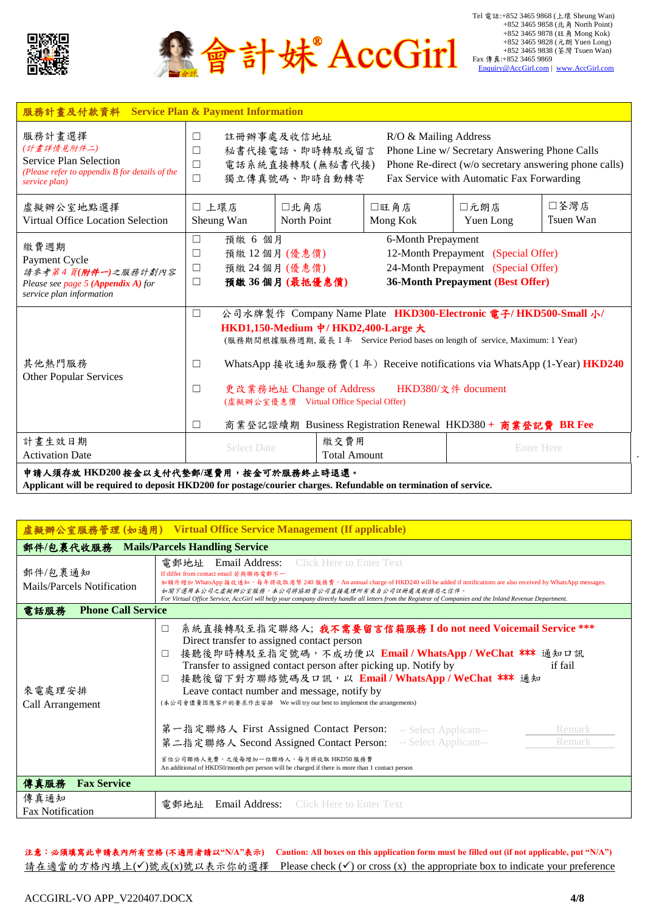會計妹® AccGirl

Tel 電話:+852 3465 9868 (上環 Sheung Wan)
+852 3465 9858 (北角 North Point)
+852 3465 9878 (旺角 Mong Kok)
+852 3465 9828 (元朗 Yuen Long)
+852 3465 9838 (荃灣 Tsuen Wan)
Fax 傳真:+852 3465 9869
Enquiry@AccGirl.com | www.AccGirl.com

## 服務計畫及付款資料 Service Plan & Payment Information

| | |
|---|---|
| 服務計畫選擇<br>*(計畫詳情見附件二)*<br>Service Plan Selection<br>*(Please refer to appendix B for details of the service plan)* | ☐ 註冊辦事處及收信地址 R/O & Mailing Address<br>☐ 秘書代接電話、即時轉駁或留言 Phone Line w/ Secretary Answering Phone Calls<br>☐ 電話系統直接轉駁(無秘書代接) Phone Re-direct (w/o secretary answering phone calls)<br>☐ 獨立傳真號碼、即時自動轉寄 Fax Service with Automatic Fax Forwarding |
| 虛擬辦公室地點選擇<br>Virtual Office Location Selection | ☐ 上環店 Sheung Wan ☐北角店 North Point ☐旺角店 Mong Kok ☐元朗店 Yuen Long ☐荃灣店 Tsuen Wan |
| 繳費週期<br>Payment Cycle<br>*請參考第 4 頁(附件一)之服務計劃內容*<br>*Please see page 5 (Appendix A) for service plan information* | ☐ 預繳 6 個月 6-Month Prepayment<br>☐ 預繳 12 個月 (優惠價) 12-Month Prepayment (Special Offer)<br>☐ 預繳 24 個月 (優惠價) 24-Month Prepayment (Special Offer)<br>☐ **預繳 36 個月 (最抵優惠價) 36-Month Prepayment (Best Offer)** |
| 其他熱門服務<br>Other Popular Services | ☐ 公司水牌製作 Company Name Plate **HKD300-Electronic 電子/ HKD500-Small 小/ HKD1,150-Medium 中/ HKD2,400-Large 大**<br>(服務期間根據服務週期, 最長 1 年 Service Period bases on length of service, Maximum: 1 Year)<br>☐ WhatsApp 接收通知服務費(1 年) Receive notifications via WhatsApp (1-Year) **HKD240**<br>☐ 更改業務地址 Change of Address HKD380/文件 document<br>(虛擬辦公室優惠價 Virtual Office Special Offer)<br>☐ 商業登記證續期 Business Registration Renewal HKD380 + **商業登記費 BR Fee** |
| 計畫生效日期<br>Activation Date | Select Date &nbsp;&nbsp; 繳交費用 Total Amount: Enter Here |

**申請人須存放 HKD200 按金以支付代墊郵/運費用，按金可於服務終止時退還。**
**Applicant will be required to deposit HKD200 for postage/courier charges. Refundable on termination of service.**

## 虛擬辦公室服務管理 (如適用) Virtual Office Service Management (If applicable)

### 郵件/包裹代收服務 Mails/Parcels Handling Service

| | |
|---|---|
| 郵件/包裹通知<br>Mails/Parcels Notification | 電郵地址 Email Address: Click Here to Enter Text<br>If differ from contact email 若與聯絡電郵不一<br>如額外增加 WhatsApp 接收通知，每年將收取港幣 240 服務費。An annual charge of HKD240 will be added if notifications are also received by WhatsApp messages.<br>如閣下選用本公司之虛擬辦公室服務，本公司將協助貴公司直接處理所有來自公司註冊處及稅務局之信件。<br>For Virtual Office Service, AccGirl will help your company directly handle all letters from the Registrar of Companies and the Inland Revenue Department. |

### 電話服務 Phone Call Service

| | |
|---|---|
| 來電處理安排<br>Call Arrangement | ☐ 系統直接轉駁至指定聯絡人; **我不需要留言信箱服務 I do not need Voicemail Service \*\*\***<br>Direct transfer to assigned contact person<br>☐ 接聽後即時轉駁至指定號碼，不成功便以 **Email / WhatsApp / WeChat \*\*\*** 通知口訊<br>Transfer to assigned contact person after picking up. Notify by if fail<br>☐ 接聽後留下對方聯絡號碼及口訊，以 **Email / WhatsApp / WeChat \*\*\*** 通知<br>Leave contact number and message, notify by<br>(本公司會儘量因應客戶的要求作出安排 We will try our best to implement the arrangements)<br><br>第一指定聯絡人 First Assigned Contact Person: -- Select Applicant-- Remark<br>第二指定聯絡人 Second Assigned Contact Person: -- Select Applicant-- Remark<br>首位公司聯絡人免費，之後每增加一位聯絡人，每月將收取 HKD50 服務費<br>An additional of HKD50/month per person will be charged if there is more than 1 contact person |

### 傳真服務 Fax Service

| | |
|---|---|
| 傳真通知<br>Fax Notification | 電郵地址 Email Address: Click Here to Enter Text |

**注意：必須填寫此申請表內所有空格 (不適用者請以"N/A"表示) Caution: All boxes on this application form must be filled out (if not applicable, put "N/A")**

請在適當的方格內填上(✓)號或(x)號以表示你的選擇 Please check (✓) or cross (x) the appropriate box to indicate your preference

ACCGIRL-VO APP_V220407.DOCX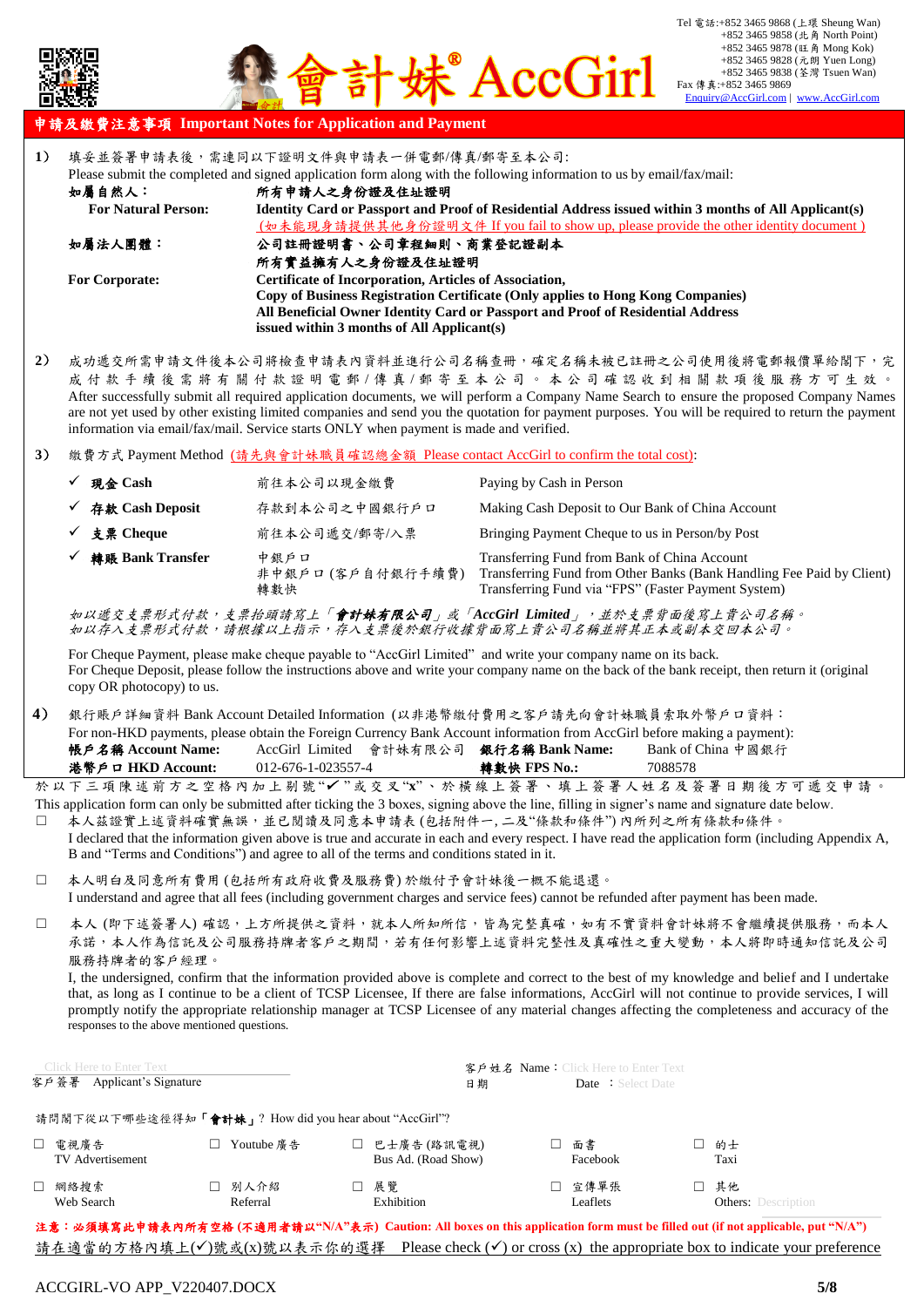會計妹® AccGirl

Tel 電話:+852 3465 9868 (上環 Sheung Wan)
+852 3465 9858 (北角 North Point)
+852 3465 9878 (旺角 Mong Kok)
+852 3465 9828 (元朗 Yuen Long)
+852 3465 9838 (荃灣 Tsuen Wan)
Fax 傳真:+852 3465 9869
Enquiry@AccGirl.com | www.AccGirl.com

## 申請及繳費注意事項 Important Notes for Application and Payment

1) 填妥並簽署申請表後，需連同以下證明文件與申請表一併電郵/傳真/郵寄至本公司:
Please submit the completed and signed application form along with the following information to us by email/fax/mail:

| | |
|---|---|
| **如屬自然人：** | **所有申請人之身份證及住址證明** |
| **For Natural Person:** | **Identity Card or Passport and Proof of Residential Address issued within 3 months of All Applicant(s)** (如未能現身請提供其他身份證明文件 If you fail to show up, please provide the other identity document ) |
| **如屬法人團體：** | **公司註冊證明書、公司章程細則、商業登記副本** **所有實益擁有人之身份證及住址證明** |
| **For Corporate:** | **Certificate of Incorporation, Articles of Association, Copy of Business Registration Certificate (Only applies to Hong Kong Companies) All Beneficial Owner Identity Card or Passport and Proof of Residential Address issued within 3 months of All Applicant(s)** |

2) 成功遞交所需申請文件後本公司將檢查申請表內資料並進行公司名稱查冊，確定名稱未被已註冊之公司使用後將電郵報價單給閣下，完成付款手續後需將有關付款證明電郵/傳真/郵寄至本公司。本公司確認收到相關款項後服務方可生效。
After successfully submit all required application documents, we will perform a Company Name Search to ensure the proposed Company Names are not yet used by other existing limited companies and send you the quotation for payment purposes. You will be required to return the payment information via email/fax/mail. Service starts ONLY when payment is made and verified.

3) 繳費方式 Payment Method (請先與會計妹職員確認總金額 Please contact AccGirl to confirm the total cost):

| | | |
|---|---|---|
| ✓ **現金 Cash** | 前往本公司以現金繳費 | Paying by Cash in Person |
| ✓ **存款 Cash Deposit** | 存款到本公司之中國銀行戶口 | Making Cash Deposit to Our Bank of China Account |
| ✓ **支票 Cheque** | 前往本公司遞交/郵寄/入票 | Bringing Payment Cheque to us in Person/by Post |
| ✓ **轉賬 Bank Transfer** | 中銀戶口<br>非中銀戶口 (客戶自付銀行手續費)<br>轉數快 | Transferring Fund from Bank of China Account<br>Transferring Fund from Other Banks (Bank Handling Fee Paid by Client)<br>Transferring Fund via "FPS" (Faster Payment System) |

*如以遞交支票形式付款，支票抬頭請寫上「**會計妹有限公司**」或「**AccGirl Limited**」，並於支票背面後寫上貴公司名稱。*
*如以存入支票形式付款，請根據以上指示，存入支票後於銀行收據背面寫上貴公司名稱並將其正本或副本交回本公司。*

For Cheque Payment, please make cheque payable to "AccGirl Limited" and write your company name on its back.
For Cheque Deposit, please follow the instructions above and write your company name on the back of the bank receipt, then return it (original copy OR photocopy) to us.

4) 銀行賬戶詳細資料 Bank Account Detailed Information (以非港幣繳付費用之客戶請先向會計妹職員索取外幣戶口資料：
For non-HKD payments, please obtain the Foreign Currency Bank Account information from AccGirl before making a payment):

| | | | |
|---|---|---|---|
| **帳戶名稱 Account Name:** | AccGirl Limited 會計妹有限公司 | **銀行名稱 Bank Name:** | Bank of China 中國銀行 |
| **港幣戶口 HKD Account:** | 012-676-1-023557-4 | **轉數快 FPS No.:** | 7088578 |

於以下三項陳述前方之空格內加上剔號"✓"或交叉"x"、於橫線上簽署、填上簽署人姓名及簽署日期後方可遞交申請。
This application form can only be submitted after ticking the 3 boxes, signing above the line, filling in signer's name and signature date below.

☐ 本人茲證實上述資料確實無誤，並已閱讀及同意本申請表 (包括附件一、二及"條款和條件") 內所列之所有條款和條件。
I declared that the information given above is true and accurate in each and every respect. I have read the application form (including Appendix A, B and "Terms and Conditions") and agree to all of the terms and conditions stated in it.

☐ 本人明白及同意所有費用 (包括所有政府收費及服務費) 於繳付予會計妹後一概不能退還。
I understand and agree that all fees (including government charges and service fees) cannot be refunded after payment has been made.

☐ 本人 (即下述簽署人) 確認，上方所提供之資料，就本人所知所信，皆為完整真確，如有不實資料會計妹將不會繼續提供服務，而本人承諾，本人作為信託及公司服務持牌者客戶之期間，若有任何影響上述資料完整性及真確性之重大變動，本人將即時通知信託及公司服務持牌者的客戶經理。
I, the undersigned, confirm that the information provided above is complete and correct to the best of my knowledge and belief and I undertake that, as long as I continue to be a client of TCSP Licensee, If there are false informations, AccGirl will not continue to provide services, I will promptly notify the appropriate relationship manager at TCSP Licensee of any material changes affecting the completeness and accuracy of the responses to the above mentioned questions.

Click Here to Enter Text
客戶簽署 Applicant's Signature

客戶姓名 Name：Click Here to Enter Text
日期 Date ：Select Date

請問閣下從以下哪些途徑得知「**會計妹**」? How did you hear about "AccGirl"?

| | | | | |
|---|---|---|---|---|
| ☐ 電視廣告 TV Advertisement | ☐ Youtube 廣告 | ☐ 巴士廣告 (路訊電視) Bus Ad. (Road Show) | ☐ 面書 Facebook | ☐ 的士 Taxi |
| ☐ 網絡搜索 Web Search | ☐ 別人介紹 Referral | ☐ 展覽 Exhibition | ☐ 宣傳單張 Leaflets | ☐ 其他 Others: Description |

**注意：必須填寫此申請表內所有空格 (不適用者請以"N/A"表示) Caution: All boxes on this application form must be filled out (if not applicable, put "N/A")**

請在適當的方格內填上(✓)號或(x)號以表示你的選擇 Please check (✓) or cross (x) the appropriate box to indicate your preference

ACCGIRL-VO APP_V220407.DOCX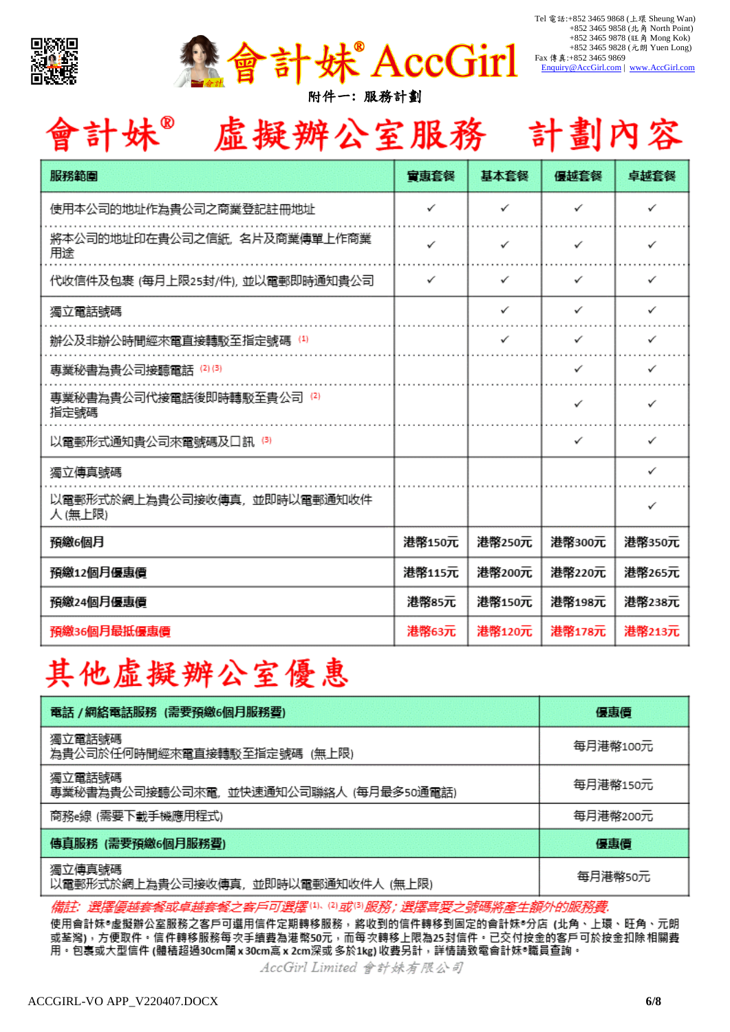Tel 電話:+852 3465 9868 (上環 Sheung Wan)
+852 3465 9858 (北角 North Point)
+852 3465 9878 (旺角 Mong Kok)
+852 3465 9828 (元朗 Yuen Long)
Fax 傳真:+852 3465 9869
Enquiry@AccGirl.com | www.AccGirl.com

# 會計妹® AccGirl

附件一：服務計劃

# 會計妹® 虛擬辦公室服務 計劃內容

| 服務範圍 | 實惠套餐 | 基本套餐 | 優越套餐 | 卓越套餐 |
|---|---|---|---|---|
| 使用本公司的地址作為貴公司之商業登記註冊地址 | ✓ | ✓ | ✓ | ✓ |
| 將本公司的地址印在貴公司之信紙, 名片及商業傳單上作商業用途 | ✓ | ✓ | ✓ | ✓ |
| 代收信件及包裹 (每月上限25封/件), 並以電郵即時通知貴公司 | ✓ | ✓ | ✓ | ✓ |
| 獨立電話號碼 | | ✓ | ✓ | ✓ |
| 辦公及非辦公時間經來電直接轉駁至指定號碼 (1) | | ✓ | ✓ | ✓ |
| 專業秘書為貴公司接聽電話 (2) (3) | | | ✓ | ✓ |
| 專業秘書為貴公司代接電話後即時轉駁至貴公司指定號碼 (2) | | | ✓ | ✓ |
| 以電郵形式通知貴公司來電號碼及口訊 (3) | | | ✓ | ✓ |
| 獨立傳真號碼 | | | | ✓ |
| 以電郵形式於網上為貴公司接收傳真, 並即時以電郵通知收件人 (無上限) | | | | ✓ |
| **預繳6個月** | **港幣150元** | **港幣250元** | **港幣300元** | **港幣350元** |
| **預繳12個月優惠價** | **港幣115元** | **港幣200元** | **港幣220元** | **港幣265元** |
| **預繳24個月優惠價** | **港幣85元** | **港幣150元** | **港幣198元** | **港幣238元** |
| **預繳36個月最抵優惠價** | **港幣63元** | **港幣120元** | **港幣178元** | **港幣213元** |

# 其他虛擬辦公室優惠

| 電話 / 網絡電話服務 (需要預繳6個月服務費) | 優惠價 |
|---|---|
| 獨立電話號碼<br>為貴公司於任何時間經來電直接轉駁至指定號碼 (無上限) | 每月港幣100元 |
| 獨立電話號碼<br>專業秘書為貴公司接聽公司來電, 並快速通知公司聯絡人 (每月最多50通電話) | 每月港幣150元 |
| 商務e線 (需要下載手機應用程式) | 每月港幣200元 |
| **傳真服務 (需要預繳6個月服務費)** | **優惠價** |
| 獨立傳真號碼<br>以電郵形式於網上為貴公司接收傳真, 並即時以電郵通知收件人 (無上限) | 每月港幣50元 |

*備註: 選擇優越套餐或卓越套餐之客戶可選擇(1)、(2)或(3)服務; 選擇喜愛之號碼將產生額外的服務費.*

**使用會計妹®虛擬辦公室服務之客戶可選用信件定期轉移服務，將收到的信件轉移到固定的會計妹®分店 (北角、上環、旺角、元朗或荃灣)，方便取件。信件轉移服務每次手續費為港幣50元，而每次轉移上限為25封信件。已交付按金的客戶可於按金扣除相關費用。包裹或大型信件 (體積超過30cm闊 x 30cm高 x 2cm深或 多於1kg) 收費另計，詳情請致電會計妹®職員查詢。**

AccGirl Limited 會計妹有限公司

ACCGIRL-VO APP_V220407.DOCX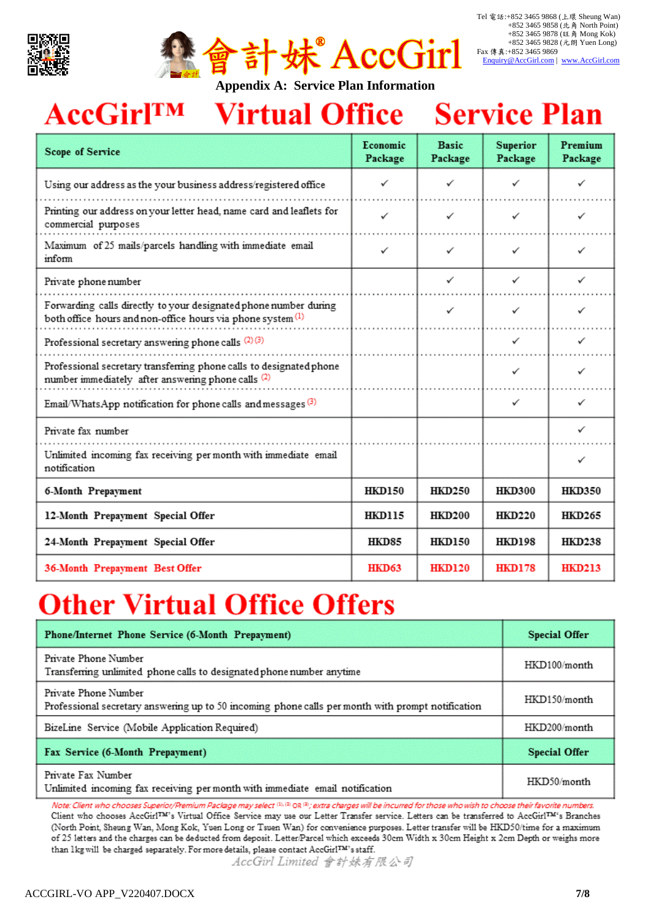Tel 電話:+852 3465 9868 (上環 Sheung Wan)
+852 3465 9858 (北角 North Point)
+852 3465 9878 (旺角 Mong Kok)
+852 3465 9828 (元朗 Yuen Long)
Fax 傳真:+852 3465 9869
Enquiry@AccGirl.com | www.AccGirl.com

# 會計妹® AccGirl

**Appendix A: Service Plan Information**

# AccGirl™ Virtual Office Service Plan

| Scope of Service | Economic Package | Basic Package | Superior Package | Premium Package |
|---|---|---|---|---|
| Using our address as the your business address/registered office | ✓ | ✓ | ✓ | ✓ |
| Printing our address on your letter head, name card and leaflets for commercial purposes | ✓ | ✓ | ✓ | ✓ |
| Maximum of 25 mails/parcels handling with immediate email inform | ✓ | ✓ | ✓ | ✓ |
| Private phone number | | ✓ | ✓ | ✓ |
| Forwarding calls directly to your designated phone number during both office hours and non-office hours via phone system (1) | | ✓ | ✓ | ✓ |
| Professional secretary answering phone calls (2)(3) | | | ✓ | ✓ |
| Professional secretary transferring phone calls to designated phone number immediately after answering phone calls (2) | | | ✓ | ✓ |
| Email/WhatsApp notification for phone calls and messages (3) | | | ✓ | ✓ |
| Private fax number | | | | ✓ |
| Unlimited incoming fax receiving per month with immediate email notification | | | | ✓ |
| **6-Month Prepayment** | **HKD150** | **HKD250** | **HKD300** | **HKD350** |
| **12-Month Prepayment Special Offer** | **HKD115** | **HKD200** | **HKD220** | **HKD265** |
| **24-Month Prepayment Special Offer** | **HKD85** | **HKD150** | **HKD198** | **HKD238** |
| **36-Month Prepayment Best Offer** | **HKD63** | **HKD120** | **HKD178** | **HKD213** |

# Other Virtual Office Offers

| **Phone/Internet Phone Service (6-Month Prepayment)** | **Special Offer** |
|---|---|
| Private Phone Number<br>Transferring unlimited phone calls to designated phone number anytime | HKD100/month |
| Private Phone Number<br>Professional secretary answering up to 50 incoming phone calls per month with prompt notification | HKD150/month |
| BizeLine Service (Mobile Application Required) | HKD200/month |
| **Fax Service (6-Month Prepayment)** | **Special Offer** |
| Private Fax Number<br>Unlimited incoming fax receiving per month with immediate email notification | HKD50/month |

*Note: Client who chooses Superior/Premium Package may select (1), (2) OR (3); extra charges will be incurred for those who wish to choose their favorite numbers.*

Client who chooses AccGirl™'s Virtual Office Service may use our Letter Transfer service. Letters can be transferred to AccGirl™'s Branches (North Point, Sheung Wan, Mong Kok, Yuen Long or Tsuen Wan) for convenience purposes. Letter transfer will be HKD50/time for a maximum of 25 letters and the charges can be deducted from deposit. Letter/Parcel which exceeds 30cm Width x 30cm Height x 2cm Depth or weighs more than 1kg will be charged separately. For more details, please contact AccGirl™'s staff.

*AccGirl Limited 會計妹有限公司*

ACCGIRL-VO APP_V220407.DOCX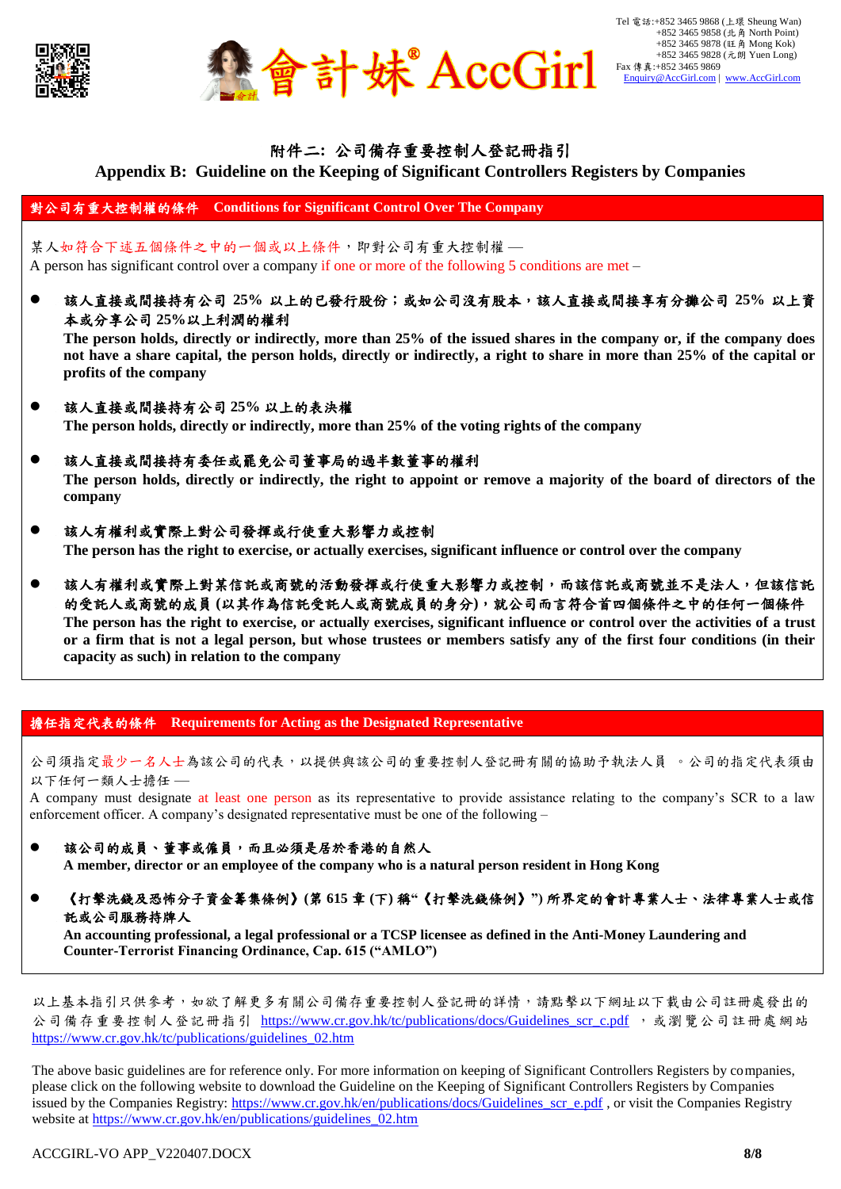# 附件二: 公司備存重要控制人登記冊指引

## Appendix B: Guideline on the Keeping of Significant Controllers Registers by Companies

### 對公司有重大控制權的條件 Conditions for Significant Control Over The Company

某人如符合下述五個條件之中的一個或以上條件，即對公司有重大控制權 —
A person has significant control over a company if one or more of the following 5 conditions are met –

- **該人直接或間接持有公司 25% 以上的已發行股份；或如公司沒有股本，該人直接或間接享有分攤公司 25% 以上資本或分享公司 25%以上利潤的權利**
  **The person holds, directly or indirectly, more than 25% of the issued shares in the company or, if the company does not have a share capital, the person holds, directly or indirectly, a right to share in more than 25% of the capital or profits of the company**

- **該人直接或間接持有公司 25% 以上的表決權**
  **The person holds, directly or indirectly, more than 25% of the voting rights of the company**

- **該人直接或間接持有委任或罷免公司董事局的過半數董事的權利**
  **The person holds, directly or indirectly, the right to appoint or remove a majority of the board of directors of the company**

- **該人有權利或實際上對公司發揮或行使重大影響力或控制**
  **The person has the right to exercise, or actually exercises, significant influence or control over the company**

- **該人有權利或實際上對某信託或商號的活動發揮或行使重大影響力或控制，而該信託或商號並不是法人，但該信託的受託人或商號的成員 (以其作為信託受託人或商號成員的身分)，就公司而言符合首四個條件之中的任何一個條件**
  **The person has the right to exercise, or actually exercises, significant influence or control over the activities of a trust or a firm that is not a legal person, but whose trustees or members satisfy any of the first four conditions (in their capacity as such) in relation to the company**

### 擔任指定代表的條件 Requirements for Acting as the Designated Representative

公司須指定最少一名人士為該公司的代表，以提供與該公司的重要控制人登記冊有關的協助予執法人員 。公司的指定代表須由以下任何一類人士擔任 —
A company must designate at least one person as its representative to provide assistance relating to the company's SCR to a law enforcement officer. A company's designated representative must be one of the following –

- **該公司的成員、董事或僱員，而且必須是居於香港的自然人**
  **A member, director or an employee of the company who is a natural person resident in Hong Kong**

- **《打擊洗錢及恐怖分子資金籌集條例》(第 615 章 (下) 稱"《打擊洗錢條例》") 所界定的會計專業人士、法律專業人士或信託或公司服務持牌人**
  **An accounting professional, a legal professional or a TCSP licensee as defined in the Anti-Money Laundering and Counter-Terrorist Financing Ordinance, Cap. 615 ("AMLO")**

以上基本指引只供參考，如欲了解更多有關公司備存重要控制人登記冊的詳情，請點擊以下網址以下載由公司註冊處發出的公司備存重要控制人登記冊指引 https://www.cr.gov.hk/tc/publications/docs/Guidelines_scr_c.pdf ，或瀏覽公司註冊處網站 https://www.cr.gov.hk/tc/publications/guidelines_02.htm

The above basic guidelines are for reference only. For more information on keeping of Significant Controllers Registers by companies, please click on the following website to download the Guideline on the Keeping of Significant Controllers Registers by Companies issued by the Companies Registry: https://www.cr.gov.hk/en/publications/docs/Guidelines_scr_e.pdf , or visit the Companies Registry website at https://www.cr.gov.hk/en/publications/guidelines_02.htm